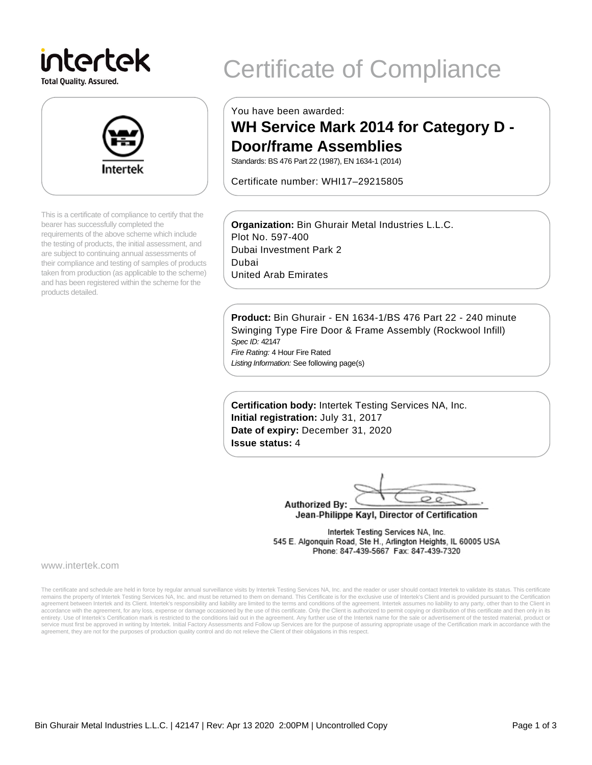intertek
Total Quality. Assured.

# Certificate of Compliance

Intertek

This is a certificate of compliance to certify that the bearer has successfully completed the requirements of the above scheme which include the testing of products, the initial assessment, and are subject to continuing annual assessments of their compliance and testing of samples of products taken from production (as applicable to the scheme) and has been registered within the scheme for the products detailed.

You have been awarded:

## WH Service Mark 2014 for Category D - Door/frame Assemblies

Standards: BS 476 Part 22 (1987), EN 1634-1 (2014)

Certificate number: WHI17–29215805

**Organization:** Bin Ghurair Metal Industries L.L.C.
Plot No. 597-400
Dubai Investment Park 2
Dubai
United Arab Emirates

**Product:** Bin Ghurair - EN 1634-1/BS 476 Part 22 - 240 minute Swinging Type Fire Door & Frame Assembly (Rockwool Infill)
*Spec ID:* 42147
*Fire Rating:* 4 Hour Fire Rated
*Listing Information:* See following page(s)

**Certification body:** Intertek Testing Services NA, Inc.
**Initial registration:** July 31, 2017
**Date of expiry:** December 31, 2020
**Issue status:** 4

**Authorized By:** ______________________
**Jean-Philippe Kayl, Director of Certification**

Intertek Testing Services NA, Inc.
545 E. Algonquin Road, Ste H., Arlington Heights, IL 60005 USA
Phone: 847-439-5667 Fax: 847-439-7320

www.intertek.com

The certificate and schedule are held in force by regular annual surveillance visits by Intertek Testing Services NA, Inc. and the reader or user should contact Intertek to validate its status. This certificate remains the property of Intertek Testing Services NA, Inc. and must be returned to them on demand. This Certificate is for the exclusive use of Intertek's Client and is provided pursuant to the Certification agreement between Intertek and its Client. Intertek's responsibility and liability are limited to the terms and conditions of the agreement. Intertek assumes no liability to any party, other than to the Client in accordance with the agreement, for any loss, expense or damage occasioned by the use of this certificate. Only the Client is authorized to permit copying or distribution of this certificate and then only in its entirety. Use of Intertek's Certification mark is restricted to the conditions laid out in the agreement. Any further use of the Intertek name for the sale or advertisement of the tested material, product or service must first be approved in writing by Intertek. Initial Factory Assessments and Follow up Services are for the purpose of assuring appropriate usage of the Certification mark in accordance with the agreement, they are not for the purposes of production quality control and do not relieve the Client of their obligations in this respect.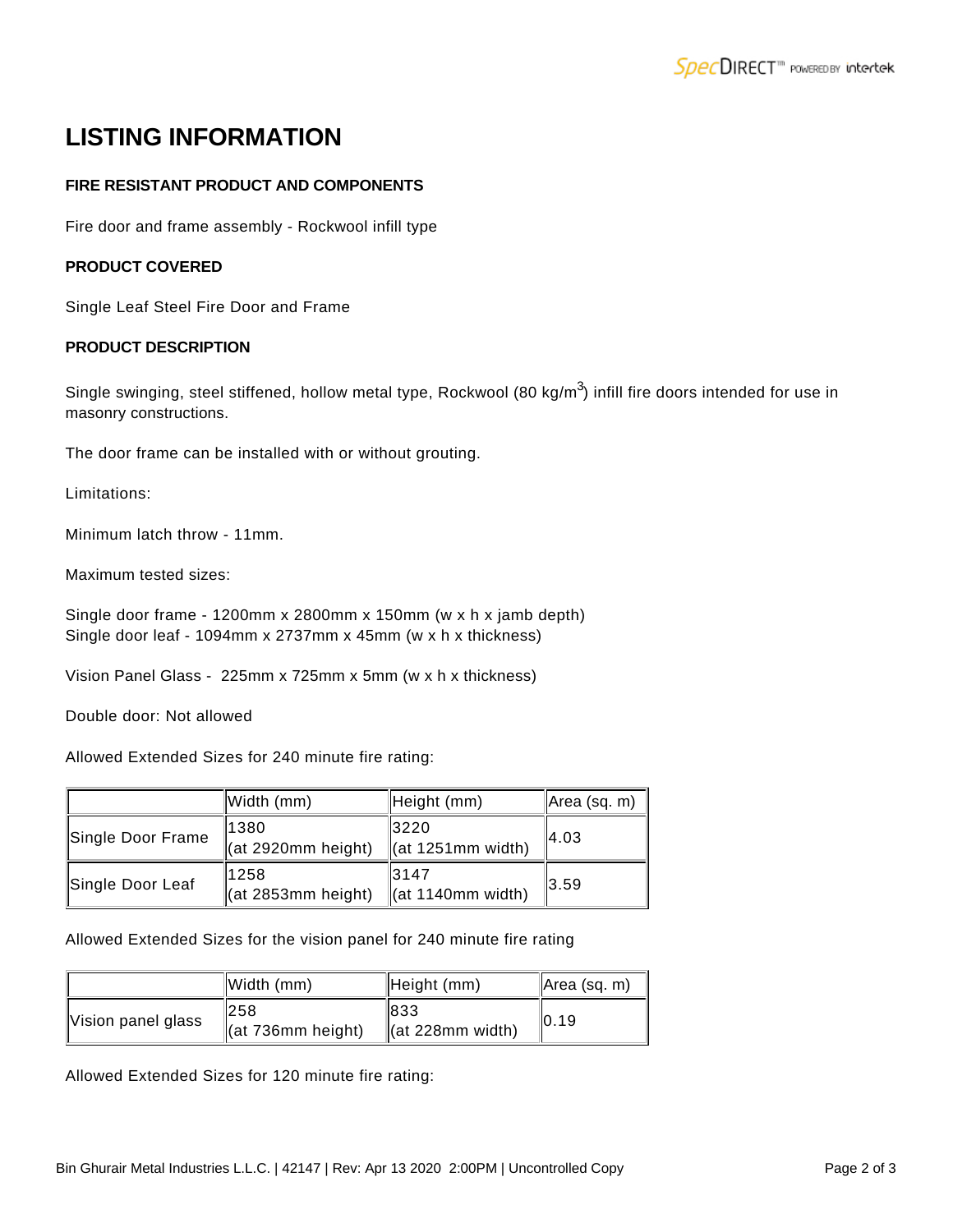# LISTING INFORMATION

**FIRE RESISTANT PRODUCT AND COMPONENTS**

Fire door and frame assembly - Rockwool infill type

**PRODUCT COVERED**

Single Leaf Steel Fire Door and Frame

**PRODUCT DESCRIPTION**

Single swinging, steel stiffened, hollow metal type, Rockwool (80 kg/$m^3$) infill fire doors intended for use in masonry constructions.

The door frame can be installed with or without grouting.

Limitations:

Minimum latch throw - 11mm.

Maximum tested sizes:

Single door frame - 1200mm x 2800mm x 150mm (w x h x jamb depth)
Single door leaf - 1094mm x 2737mm x 45mm (w x h x thickness)

Vision Panel Glass - 225mm x 725mm x 5mm (w x h x thickness)

Double door: Not allowed

Allowed Extended Sizes for 240 minute fire rating:

| | Width (mm) | Height (mm) | Area (sq. m) |
|---|---|---|---|
| Single Door Frame | 1380 (at 2920mm height) | 3220 (at 1251mm width) | 4.03 |
| Single Door Leaf | 1258 (at 2853mm height) | 3147 (at 1140mm width) | 3.59 |

Allowed Extended Sizes for the vision panel for 240 minute fire rating

| | Width (mm) | Height (mm) | Area (sq. m) |
|---|---|---|---|
| Vision panel glass | 258 (at 736mm height) | 833 (at 228mm width) | 0.19 |

Allowed Extended Sizes for 120 minute fire rating: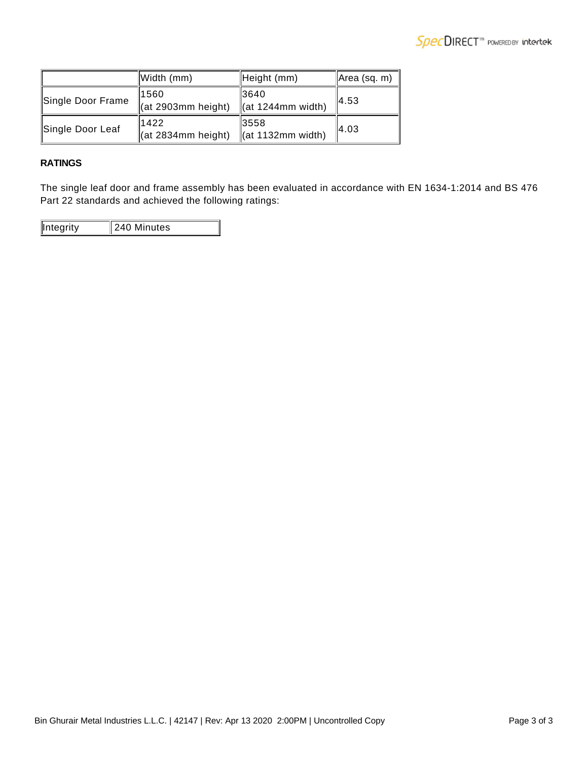| | Width (mm) | Height (mm) | Area (sq. m) |
|---|---|---|---|
| Single Door Frame | 1560<br>(at 2903mm height) | 3640<br>(at 1244mm width) | 4.53 |
| Single Door Leaf | 1422<br>(at 2834mm height) | 3558<br>(at 1132mm width) | 4.03 |

**RATINGS**

The single leaf door and frame assembly has been evaluated in accordance with EN 1634-1:2014 and BS 476 Part 22 standards and achieved the following ratings:

| | |
|---|---|
| Integrity | 240 Minutes |